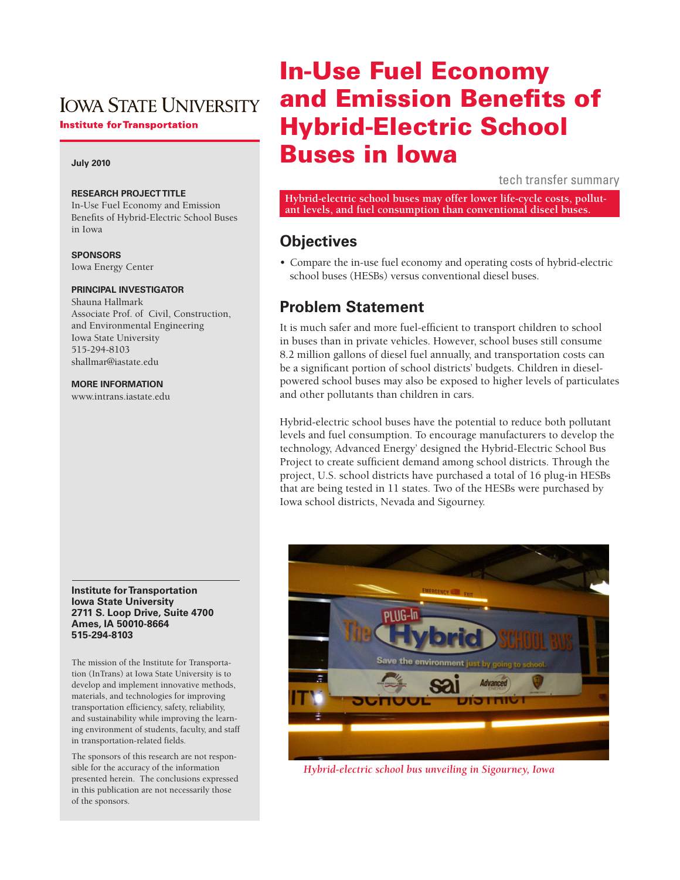# In-Use Fuel Economy and Emission Benefits of Hybrid-Electric School Buses in Iowa

tech transfer summary

**Hybrid-electric school buses may offer lower life-cycle costs, pollutant levels, and fuel consumption than conventional diesel buses.**

## Objectives

- Compare the in-use fuel economy and operating costs of hybrid-electric school buses (HESBs) versus conventional diesel buses.

## Problem Statement

It is much safer and more fuel-efficient to transport children to school in buses than in private vehicles. However, school buses still consume 8.2 million gallons of diesel fuel annually, and transportation costs can be a significant portion of school districts' budgets. Children in diesel-powered school buses may also be exposed to higher levels of particulates and other pollutants than children in cars.

Hybrid-electric school buses have the potential to reduce both pollutant levels and fuel consumption. To encourage manufacturers to develop the technology, Advanced Energy' designed the Hybrid-Electric School Bus Project to create sufficient demand among school districts. Through the project, U.S. school districts have purchased a total of 16 plug-in HESBs that are being tested in 11 states. Two of the HESBs were purchased by Iowa school districts, Nevada and Sigourney.

*Hybrid-electric school bus unveiling in Sigourney, Iowa*

IOWA STATE UNIVERSITY
**Institute for Transportation**

**July 2010**

**RESEARCH PROJECT TITLE**
In-Use Fuel Economy and Emission Benefits of Hybrid-Electric School Buses in Iowa

**SPONSORS**
Iowa Energy Center

**PRINCIPAL INVESTIGATOR**
Shauna Hallmark
Associate Prof. of Civil, Construction, and Environmental Engineering
Iowa State University
515-294-8103
shallmar@iastate.edu

**MORE INFORMATION**
www.intrans.iastate.edu

**Institute for Transportation**
**Iowa State University**
**2711 S. Loop Drive, Suite 4700**
**Ames, IA 50010-8664**
**515-294-8103**

The mission of the Institute for Transportation (InTrans) at Iowa State University is to develop and implement innovative methods, materials, and technologies for improving transportation efficiency, safety, reliability, and sustainability while improving the learning environment of students, faculty, and staff in transportation-related fields.

The sponsors of this research are not responsible for the accuracy of the information presented herein. The conclusions expressed in this publication are not necessarily those of the sponsors.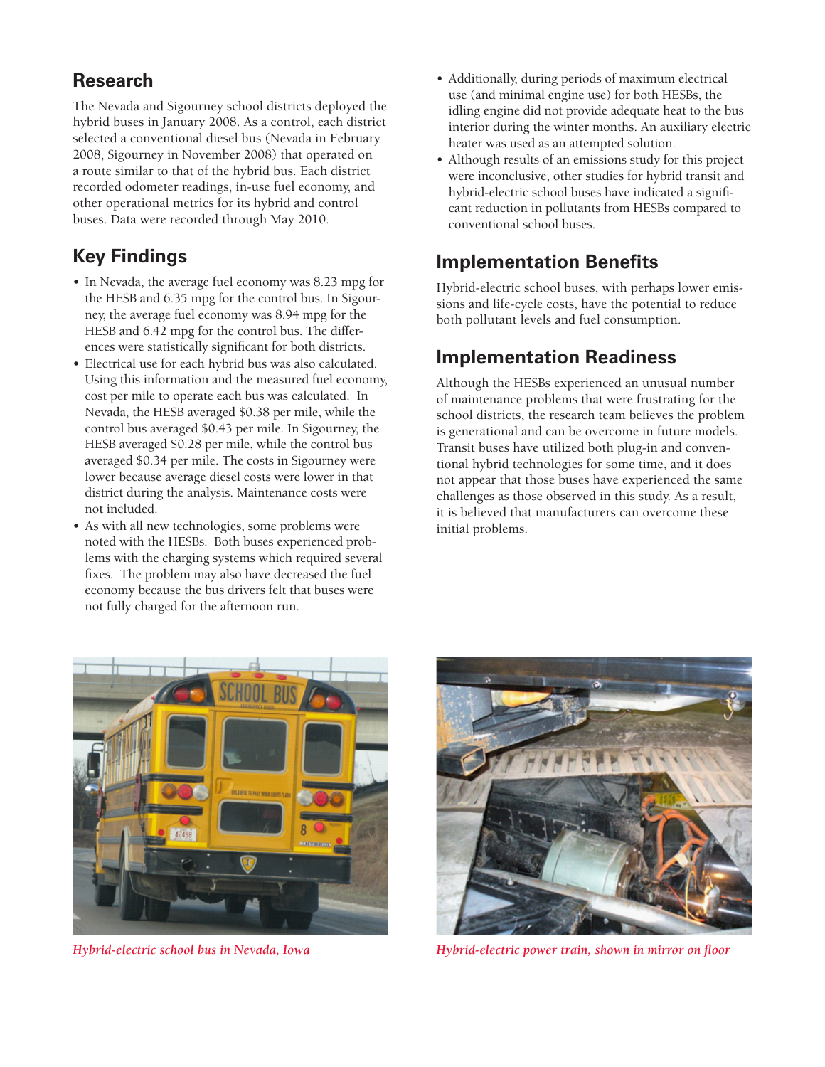## Research

The Nevada and Sigourney school districts deployed the hybrid buses in January 2008. As a control, each district selected a conventional diesel bus (Nevada in February 2008, Sigourney in November 2008) that operated on a route similar to that of the hybrid bus. Each district recorded odometer readings, in-use fuel economy, and other operational metrics for its hybrid and control buses. Data were recorded through May 2010.

## Key Findings

- In Nevada, the average fuel economy was 8.23 mpg for the HESB and 6.35 mpg for the control bus. In Sigourney, the average fuel economy was 8.94 mpg for the HESB and 6.42 mpg for the control bus. The differences were statistically significant for both districts.
- Electrical use for each hybrid bus was also calculated. Using this information and the measured fuel economy, cost per mile to operate each bus was calculated. In Nevada, the HESB averaged $0.38 per mile, while the control bus averaged $0.43 per mile. In Sigourney, the HESB averaged $0.28 per mile, while the control bus averaged $0.34 per mile. The costs in Sigourney were lower because average diesel costs were lower in that district during the analysis. Maintenance costs were not included.
- As with all new technologies, some problems were noted with the HESBs. Both buses experienced problems with the charging systems which required several fixes. The problem may also have decreased the fuel economy because the bus drivers felt that buses were not fully charged for the afternoon run.
- Additionally, during periods of maximum electrical use (and minimal engine use) for both HESBs, the idling engine did not provide adequate heat to the bus interior during the winter months. An auxiliary electric heater was used as an attempted solution.
- Although results of an emissions study for this project were inconclusive, other studies for hybrid transit and hybrid-electric school buses have indicated a significant reduction in pollutants from HESBs compared to conventional school buses.

## Implementation Benefits

Hybrid-electric school buses, with perhaps lower emissions and life-cycle costs, have the potential to reduce both pollutant levels and fuel consumption.

## Implementation Readiness

Although the HESBs experienced an unusual number of maintenance problems that were frustrating for the school districts, the research team believes the problem is generational and can be overcome in future models. Transit buses have utilized both plug-in and conventional hybrid technologies for some time, and it does not appear that those buses have experienced the same challenges as those observed in this study. As a result, it is believed that manufacturers can overcome these initial problems.

*Hybrid-electric school bus in Nevada, Iowa*

*Hybrid-electric power train, shown in mirror on floor*